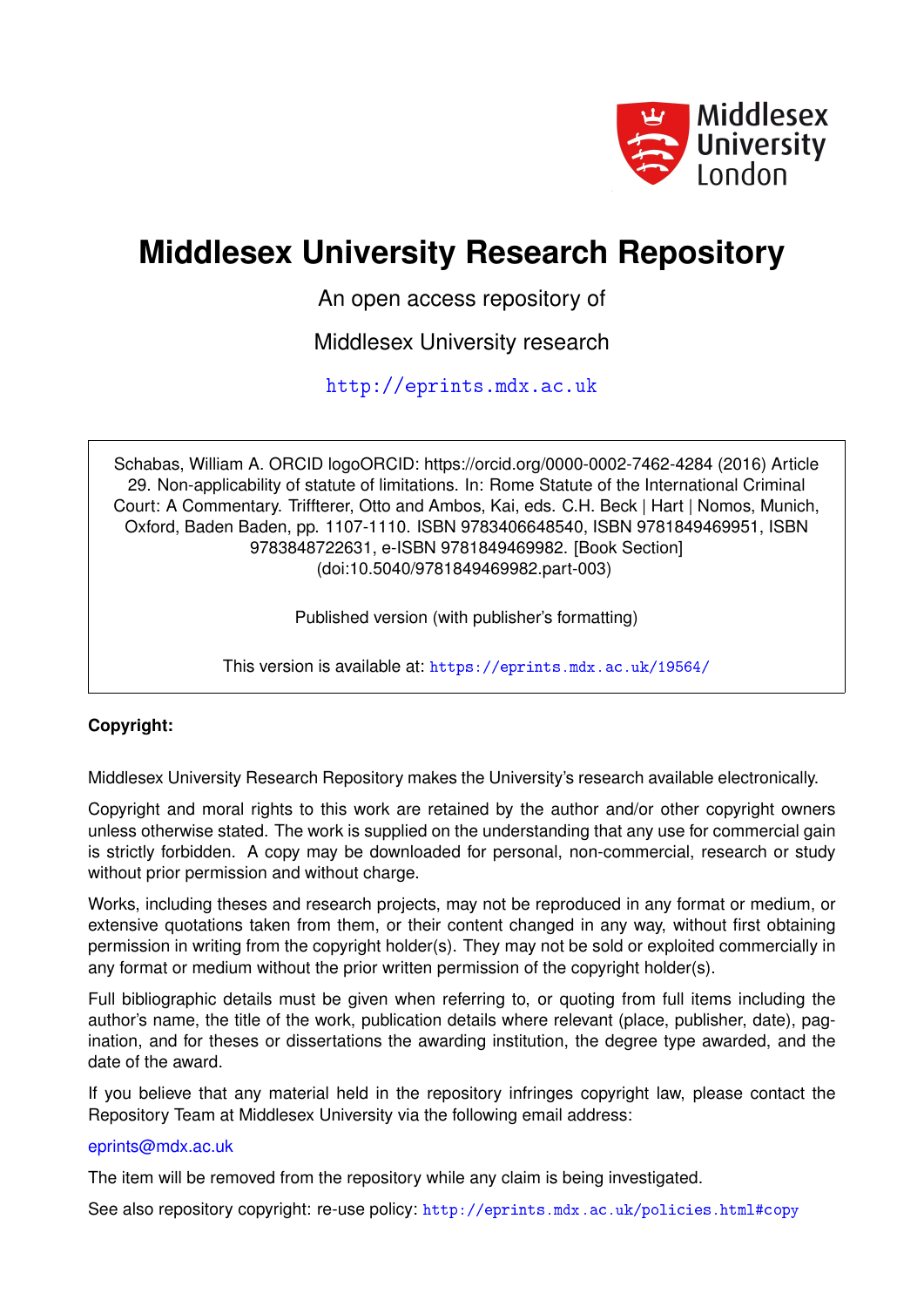# Middlesex University Research Repository

An open access repository of

Middlesex University research

http://eprints.mdx.ac.uk

Schabas, William A. ORCID logoORCID: https://orcid.org/0000-0002-7462-4284 (2016) Article 29. Non-applicability of statute of limitations. In: Rome Statute of the International Criminal Court: A Commentary. Triffterer, Otto and Ambos, Kai, eds. C.H. Beck | Hart | Nomos, Munich, Oxford, Baden Baden, pp. 1107-1110. ISBN 9783406648540, ISBN 9781849469951, ISBN 9783848722631, e-ISBN 9781849469982. [Book Section] (doi:10.5040/9781849469982.part-003)

Published version (with publisher's formatting)

This version is available at: https://eprints.mdx.ac.uk/19564/

**Copyright:**

Middlesex University Research Repository makes the University's research available electronically.

Copyright and moral rights to this work are retained by the author and/or other copyright owners unless otherwise stated. The work is supplied on the understanding that any use for commercial gain is strictly forbidden. A copy may be downloaded for personal, non-commercial, research or study without prior permission and without charge.

Works, including theses and research projects, may not be reproduced in any format or medium, or extensive quotations taken from them, or their content changed in any way, without first obtaining permission in writing from the copyright holder(s). They may not be sold or exploited commercially in any format or medium without the prior written permission of the copyright holder(s).

Full bibliographic details must be given when referring to, or quoting from full items including the author's name, the title of the work, publication details where relevant (place, publisher, date), pagination, and for theses or dissertations the awarding institution, the degree type awarded, and the date of the award.

If you believe that any material held in the repository infringes copyright law, please contact the Repository Team at Middlesex University via the following email address:

eprints@mdx.ac.uk

The item will be removed from the repository while any claim is being investigated.

See also repository copyright: re-use policy: http://eprints.mdx.ac.uk/policies.html#copy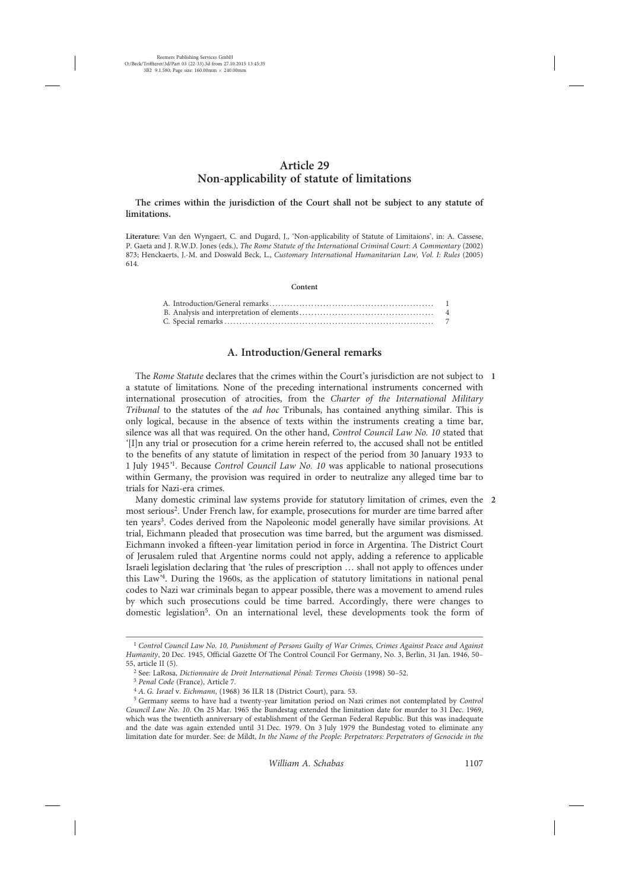# Article 29
# Non-applicability of statute of limitations

**The crimes within the jurisdiction of the Court shall not be subject to any statute of limitations.**

**Literature:** Van den Wyngaert, C. and Dugard, J., 'Non-applicability of Statute of Limitaions', in: A. Cassese, P. Gaeta and J. R.W.D. Jones (eds.), *The Rome Statute of the International Criminal Court: A Commentary* (2002) 873; Henckaerts, J.-M. and Doswald Beck, L., *Customary International Humanitarian Law, Vol. I: Rules* (2005) 614.

**Content**

| | |
|---|---|
| A. Introduction/General remarks | 1 |
| B. Analysis and interpretation of elements | 4 |
| C. Special remarks | 7 |

## A. Introduction/General remarks

**1** The *Rome Statute* declares that the crimes within the Court's jurisdiction are not subject to a statute of limitations. None of the preceding international instruments concerned with international prosecution of atrocities, from the *Charter of the International Military Tribunal* to the statutes of the *ad hoc* Tribunals, has contained anything similar. This is only logical, because in the absence of texts within the instruments creating a time bar, silence was all that was required. On the other hand, *Control Council Law No. 10* stated that '[I]n any trial or prosecution for a crime herein referred to, the accused shall not be entitled to the benefits of any statute of limitation in respect of the period from 30 January 1933 to 1 July 1945'[1]. Because *Control Council Law No. 10* was applicable to national prosecutions within Germany, the provision was required in order to neutralize any alleged time bar to trials for Nazi-era crimes.

**2** Many domestic criminal law systems provide for statutory limitation of crimes, even the most serious[2]. Under French law, for example, prosecutions for murder are time barred after ten years[3]. Codes derived from the Napoleonic model generally have similar provisions. At trial, Eichmann pleaded that prosecution was time barred, but the argument was dismissed. Eichmann invoked a fifteen-year limitation period in force in Argentina. The District Court of Jerusalem ruled that Argentine norms could not apply, adding a reference to applicable Israeli legislation declaring that 'the rules of prescription … shall not apply to offences under this Law'[4]. During the 1960s, as the application of statutory limitations in national penal codes to Nazi war criminals began to appear possible, there was a movement to amend rules by which such prosecutions could be time barred. Accordingly, there were changes to domestic legislation[5]. On an international level, these developments took the form of

---

[1] *Control Council Law No. 10, Punishment of Persons Guilty of War Crimes, Crimes Against Peace and Against Humanity*, 20 Dec. 1945, Official Gazette Of The Control Council For Germany, No. 3, Berlin, 31 Jan. 1946, 50–55, article II (5).

[2] See: LaRosa, *Dictionnaire de Droit International Pénal: Termes Choisis* (1998) 50–52.

[3] *Penal Code* (France), Article 7.

[4] *A. G. Israel* v. *Eichmann*, (1968) 36 ILR 18 (District Court), para. 53.

[5] Germany seems to have had a twenty-year limitation period on Nazi crimes not contemplated by *Control Council Law No. 10*. On 25 Mar. 1965 the Bundestag extended the limitation date for murder to 31 Dec. 1969, which was the twentieth anniversary of establishment of the German Federal Republic. But this was inadequate and the date was again extended until 31 Dec. 1979. On 3 July 1979 the Bundestag voted to eliminate any limitation date for murder. See: de Mildt, *In the Name of the People: Perpetrators: Perpetrators of Genocide in the*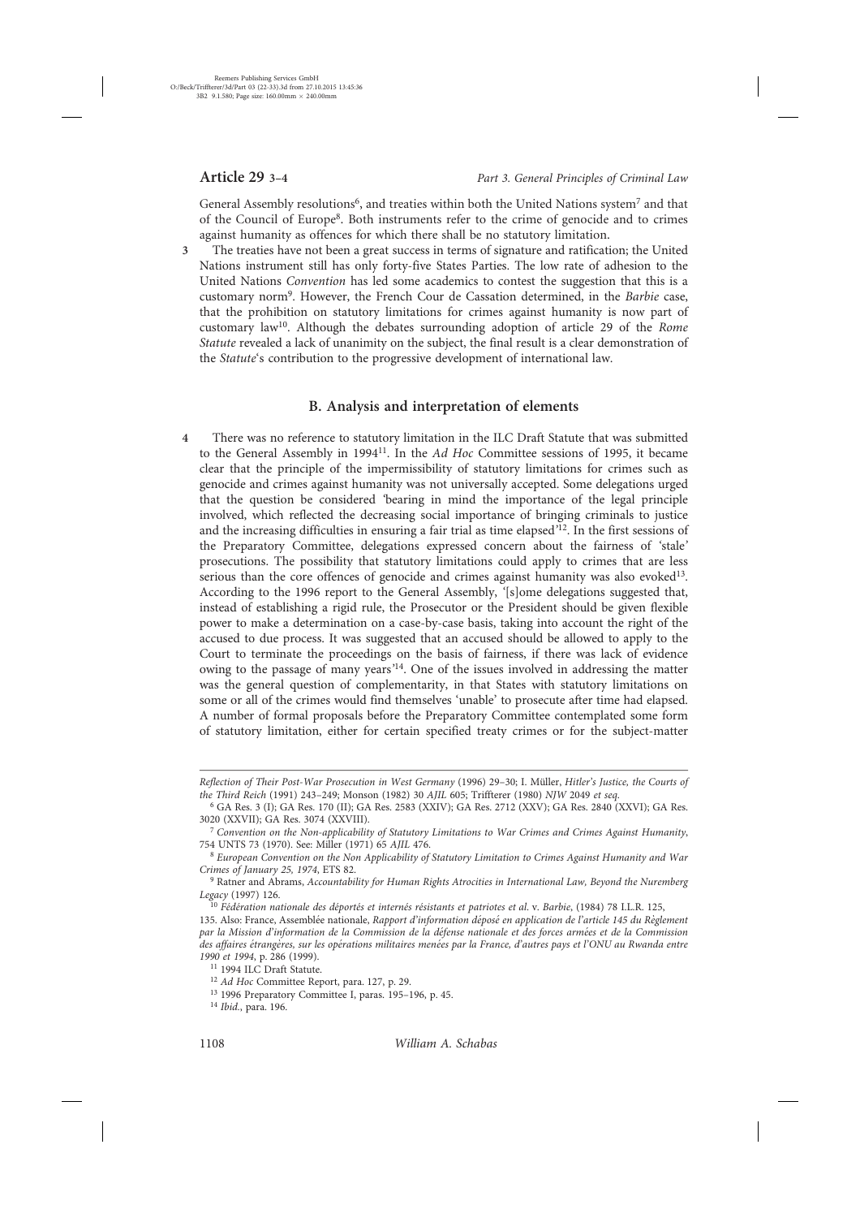General Assembly resolutions[6], and treaties within both the United Nations system[7] and that of the Council of Europe[8]. Both instruments refer to the crime of genocide and to crimes against humanity as offences for which there shall be no statutory limitation.

**3** The treaties have not been a great success in terms of signature and ratification; the United Nations instrument still has only forty-five States Parties. The low rate of adhesion to the United Nations *Convention* has led some academics to contest the suggestion that this is a customary norm[9]. However, the French Cour de Cassation determined, in the *Barbie* case, that the prohibition on statutory limitations for crimes against humanity is now part of customary law[10]. Although the debates surrounding adoption of article 29 of the *Rome Statute* revealed a lack of unanimity on the subject, the final result is a clear demonstration of the *Statute*'s contribution to the progressive development of international law.

## B. Analysis and interpretation of elements

**4** There was no reference to statutory limitation in the ILC Draft Statute that was submitted to the General Assembly in 1994[11]. In the *Ad Hoc* Committee sessions of 1995, it became clear that the principle of the impermissibility of statutory limitations for crimes such as genocide and crimes against humanity was not universally accepted. Some delegations urged that the question be considered 'bearing in mind the importance of the legal principle involved, which reflected the decreasing social importance of bringing criminals to justice and the increasing difficulties in ensuring a fair trial as time elapsed'[12]. In the first sessions of the Preparatory Committee, delegations expressed concern about the fairness of 'stale' prosecutions. The possibility that statutory limitations could apply to crimes that are less serious than the core offences of genocide and crimes against humanity was also evoked[13]. According to the 1996 report to the General Assembly, '[s]ome delegations suggested that, instead of establishing a rigid rule, the Prosecutor or the President should be given flexible power to make a determination on a case-by-case basis, taking into account the right of the accused to due process. It was suggested that an accused should be allowed to apply to the Court to terminate the proceedings on the basis of fairness, if there was lack of evidence owing to the passage of many years'[14]. One of the issues involved in addressing the matter was the general question of complementarity, in that States with statutory limitations on some or all of the crimes would find themselves 'unable' to prosecute after time had elapsed. A number of formal proposals before the Preparatory Committee contemplated some form of statutory limitation, either for certain specified treaty crimes or for the subject-matter

---

*Reflection of Their Post-War Prosecution in West Germany* (1996) 29–30; I. Müller, *Hitler's Justice, the Courts of the Third Reich* (1991) 243–249; Monson (1982) 30 *AJIL* 605; Triffterer (1980) *NJW* 2049 *et seq.*

[6] GA Res. 3 (I); GA Res. 170 (II); GA Res. 2583 (XXIV); GA Res. 2712 (XXV); GA Res. 2840 (XXVI); GA Res. 3020 (XXVII); GA Res. 3074 (XXVIII).

[7] *Convention on the Non-applicability of Statutory Limitations to War Crimes and Crimes Against Humanity*, 754 UNTS 73 (1970). See: Miller (1971) 65 *AJIL* 476.

[8] *European Convention on the Non Applicability of Statutory Limitation to Crimes Against Humanity and War Crimes of January 25, 1974*, ETS 82.

[9] Ratner and Abrams, *Accountability for Human Rights Atrocities in International Law, Beyond the Nuremberg Legacy* (1997) 126.

[10] *Fédération nationale des déportés et internés résistants et patriotes et al.* v. *Barbie*, (1984) 78 I.L.R. 125, 135. Also: France, Assemblée nationale, *Rapport d'information déposé en application de l'article 145 du Règlement par la Mission d'information de la Commission de la défense nationale et des forces armées et de la Commission des affaires étrangères, sur les opérations militaires menées par la France, d'autres pays et l'ONU au Rwanda entre 1990 et 1994*, p. 286 (1999).

[11] 1994 ILC Draft Statute.

[12] *Ad Hoc* Committee Report, para. 127, p. 29.

[13] 1996 Preparatory Committee I, paras. 195–196, p. 45.

[14] *Ibid.*, para. 196.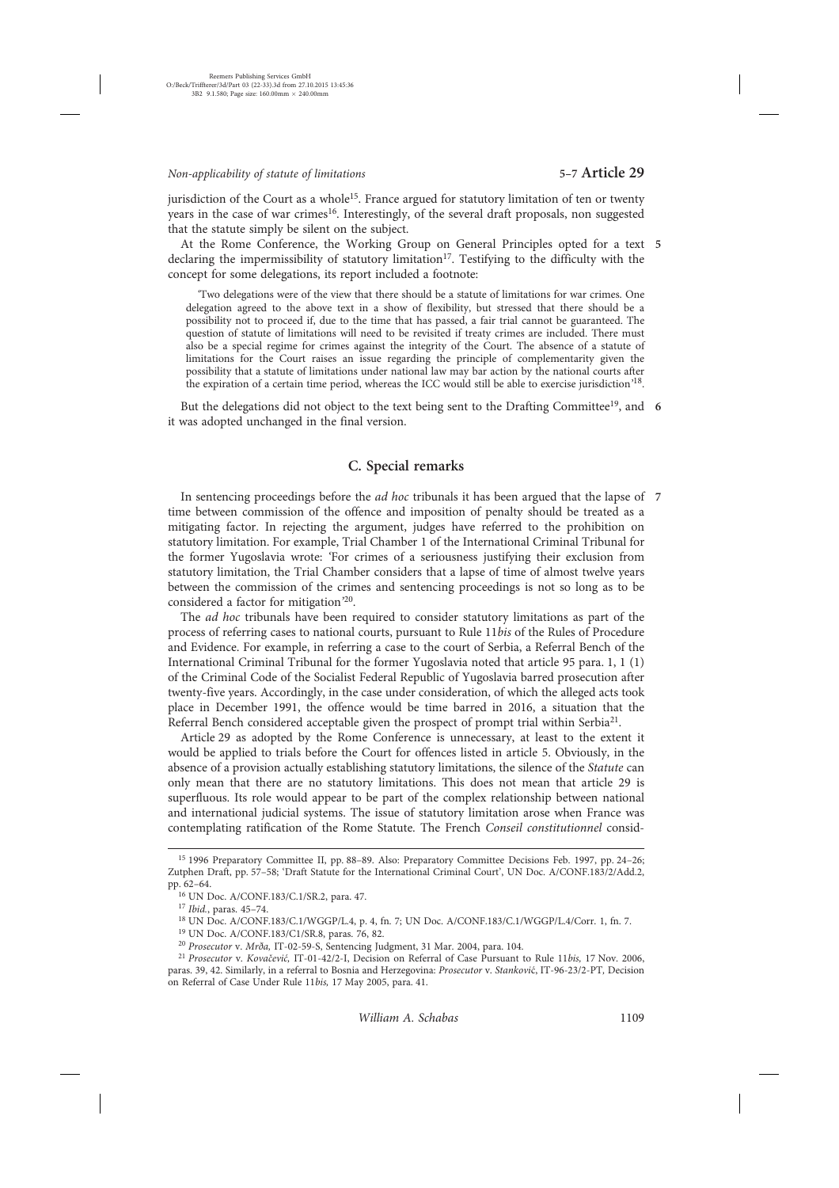jurisdiction of the Court as a whole[15]. France argued for statutory limitation of ten or twenty years in the case of war crimes[16]. Interestingly, of the several draft proposals, non suggested that the statute simply be silent on the subject.

5 At the Rome Conference, the Working Group on General Principles opted for a text declaring the impermissibility of statutory limitation[17]. Testifying to the difficulty with the concept for some delegations, its report included a footnote:

> 'Two delegations were of the view that there should be a statute of limitations for war crimes. One delegation agreed to the above text in a show of flexibility, but stressed that there should be a possibility not to proceed if, due to the time that has passed, a fair trial cannot be guaranteed. The question of statute of limitations will need to be revisited if treaty crimes are included. There must also be a special regime for crimes against the integrity of the Court. The absence of a statute of limitations for the Court raises an issue regarding the principle of complementarity given the possibility that a statute of limitations under national law may bar action by the national courts after the expiration of a certain time period, whereas the ICC would still be able to exercise jurisdiction'[18].

6 But the delegations did not object to the text being sent to the Drafting Committee[19], and it was adopted unchanged in the final version.

## C. Special remarks

7 In sentencing proceedings before the *ad hoc* tribunals it has been argued that the lapse of time between commission of the offence and imposition of penalty should be treated as a mitigating factor. In rejecting the argument, judges have referred to the prohibition on statutory limitation. For example, Trial Chamber 1 of the International Criminal Tribunal for the former Yugoslavia wrote: 'For crimes of a seriousness justifying their exclusion from statutory limitation, the Trial Chamber considers that a lapse of time of almost twelve years between the commission of the crimes and sentencing proceedings is not so long as to be considered a factor for mitigation'[20].

The *ad hoc* tribunals have been required to consider statutory limitations as part of the process of referring cases to national courts, pursuant to Rule 11*bis* of the Rules of Procedure and Evidence. For example, in referring a case to the court of Serbia, a Referral Bench of the International Criminal Tribunal for the former Yugoslavia noted that article 95 para. 1, 1 (1) of the Criminal Code of the Socialist Federal Republic of Yugoslavia barred prosecution after twenty-five years. Accordingly, in the case under consideration, of which the alleged acts took place in December 1991, the offence would be time barred in 2016, a situation that the Referral Bench considered acceptable given the prospect of prompt trial within Serbia[21].

Article 29 as adopted by the Rome Conference is unnecessary, at least to the extent it would be applied to trials before the Court for offences listed in article 5. Obviously, in the absence of a provision actually establishing statutory limitations, the silence of the *Statute* can only mean that there are no statutory limitations. This does not mean that article 29 is superfluous. Its role would appear to be part of the complex relationship between national and international judicial systems. The issue of statutory limitation arose when France was contemplating ratification of the Rome Statute. The French *Conseil constitutionnel* consid-

---

[15] 1996 Preparatory Committee II, pp. 88–89. Also: Preparatory Committee Decisions Feb. 1997, pp. 24–26; Zutphen Draft, pp. 57–58; 'Draft Statute for the International Criminal Court', UN Doc. A/CONF.183/2/Add.2, pp. 62–64.

[16] UN Doc. A/CONF.183/C.1/SR.2, para. 47.

[17] *Ibid.*, paras. 45–74.

[18] UN Doc. A/CONF.183/C.1/WGGP/L.4, p. 4, fn. 7; UN Doc. A/CONF.183/C.1/WGGP/L.4/Corr. 1, fn. 7.

[19] UN Doc. A/CONF.183/C1/SR.8, paras. 76, 82.

[20] *Prosecutor* v. *Mrđa*, IT-02-59-S, Sentencing Judgment, 31 Mar. 2004, para. 104.

[21] *Prosecutor* v. *Kovačević*, IT-01-42/2-I, Decision on Referral of Case Pursuant to Rule 11*bis*, 17 Nov. 2006, paras. 39, 42. Similarly, in a referral to Bosnia and Herzegovina: *Prosecutor* v. *Stanković*, IT-96-23/2-PT, Decision on Referral of Case Under Rule 11*bis*, 17 May 2005, para. 41.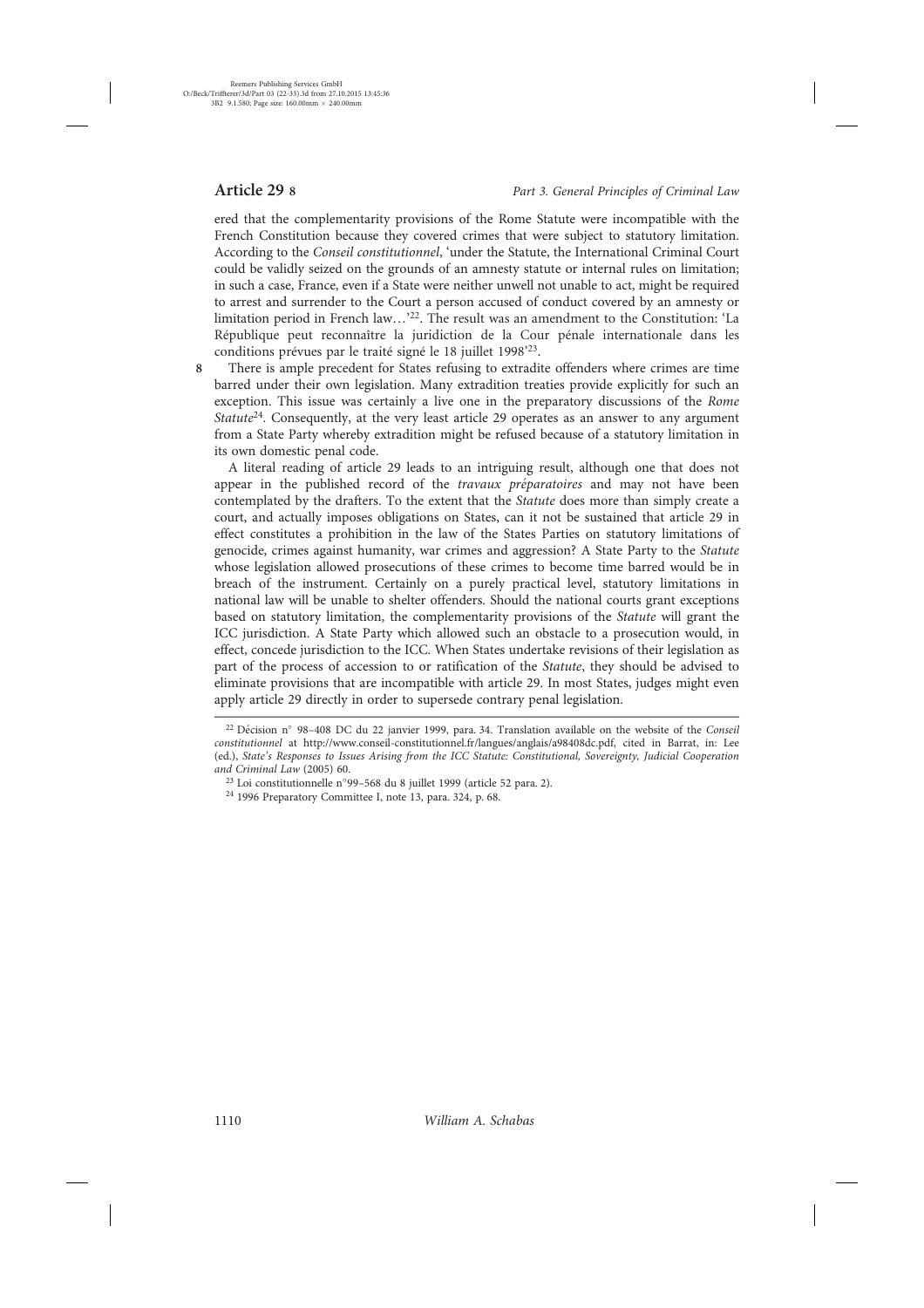ered that the complementarity provisions of the Rome Statute were incompatible with the French Constitution because they covered crimes that were subject to statutory limitation. According to the *Conseil constitutionnel*, 'under the Statute, the International Criminal Court could be validly seized on the grounds of an amnesty statute or internal rules on limitation; in such a case, France, even if a State were neither unwell not unable to act, might be required to arrest and surrender to the Court a person accused of conduct covered by an amnesty or limitation period in French law…'[22]. The result was an amendment to the Constitution: 'La République peut reconnaître la juridiction de la Cour pénale internationale dans les conditions prévues par le traité signé le 18 juillet 1998'[23].

**8** There is ample precedent for States refusing to extradite offenders where crimes are time barred under their own legislation. Many extradition treaties provide explicitly for such an exception. This issue was certainly a live one in the preparatory discussions of the *Rome Statute*[24]. Consequently, at the very least article 29 operates as an answer to any argument from a State Party whereby extradition might be refused because of a statutory limitation in its own domestic penal code.

A literal reading of article 29 leads to an intriguing result, although one that does not appear in the published record of the *travaux préparatoires* and may not have been contemplated by the drafters. To the extent that the *Statute* does more than simply create a court, and actually imposes obligations on States, can it not be sustained that article 29 in effect constitutes a prohibition in the law of the States Parties on statutory limitations of genocide, crimes against humanity, war crimes and aggression? A State Party to the *Statute* whose legislation allowed prosecutions of these crimes to become time barred would be in breach of the instrument. Certainly on a purely practical level, statutory limitations in national law will be unable to shelter offenders. Should the national courts grant exceptions based on statutory limitation, the complementarity provisions of the *Statute* will grant the ICC jurisdiction. A State Party which allowed such an obstacle to a prosecution would, in effect, concede jurisdiction to the ICC. When States undertake revisions of their legislation as part of the process of accession to or ratification of the *Statute*, they should be advised to eliminate provisions that are incompatible with article 29. In most States, judges might even apply article 29 directly in order to supersede contrary penal legislation.

---

[22] Décision n° 98–408 DC du 22 janvier 1999, para. 34. Translation available on the website of the *Conseil constitutionnel* at http://www.conseil-constitutionnel.fr/langues/anglais/a98408dc.pdf, cited in Barrat, in: Lee (ed.), *State's Responses to Issues Arising from the ICC Statute: Constitutional, Sovereignty, Judicial Cooperation and Criminal Law* (2005) 60.

[23] Loi constitutionnelle n°99–568 du 8 juillet 1999 (article 52 para. 2).

[24] 1996 Preparatory Committee I, note 13, para. 324, p. 68.